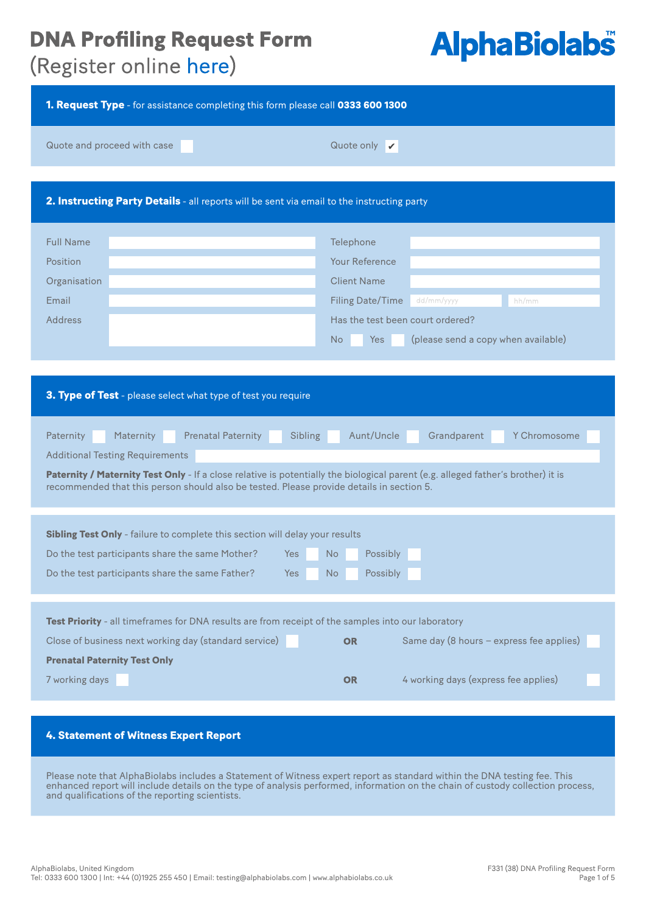# DNA Profiling Request Form
(Register online here)

AlphaBiolabs™

## 1. Request Type - for assistance completing this form please call 0333 600 1300

Quote and proceed with case ☐ Quote only ☑

## 2. Instructing Party Details - all reports will be sent via email to the instructing party

| | | | |
|---|---|---|---|
| Full Name | | Telephone | |
| Position | | Your Reference | |
| Organisation | | Client Name | |
| Email | | Filing Date/Time | dd/mm/yyyy hh/mm |
| Address | | Has the test been court ordered? | |
| | | No ☐ Yes ☐ (please send a copy when available) | |

## 3. Type of Test - please select what type of test you require

Paternity ☐ Maternity ☐ Prenatal Paternity ☐ Sibling ☐ Aunt/Uncle ☐ Grandparent ☐ Y Chromosome ☐

Additional Testing Requirements

**Paternity / Maternity Test Only** - If a close relative is potentially the biological parent (e.g. alleged father's brother) it is recommended that this person should also be tested. Please provide details in section 5.

**Sibling Test Only** - failure to complete this section will delay your results

Do the test participants share the same Mother? Yes ☐ No ☐ Possibly ☐

Do the test participants share the same Father? Yes ☐ No ☐ Possibly ☐

**Test Priority** - all timeframes for DNA results are from receipt of the samples into our laboratory

Close of business next working day (standard service) ☐ **OR** Same day (8 hours – express fee applies) ☐

**Prenatal Paternity Test Only**

7 working days ☐ **OR** 4 working days (express fee applies) ☐

## 4. Statement of Witness Expert Report

Please note that AlphaBiolabs includes a Statement of Witness expert report as standard within the DNA testing fee. This enhanced report will include details on the type of analysis performed, information on the chain of custody collection process, and qualifications of the reporting scientists.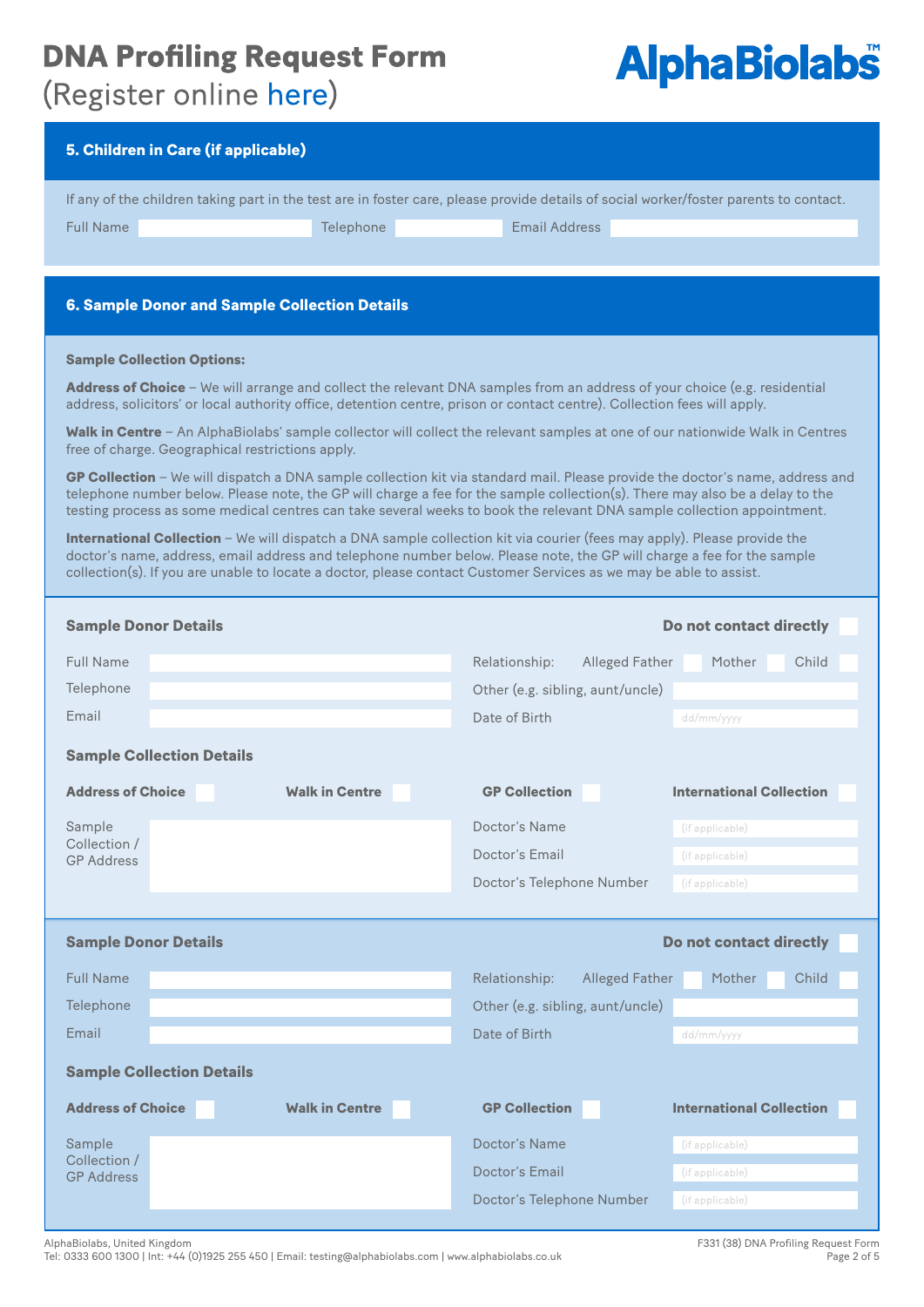# DNA Profiling Request Form

(Register online here)

## 5. Children in Care (if applicable)

If any of the children taking part in the test are in foster care, please provide details of social worker/foster parents to contact.

Full Name ______ Telephone ______ Email Address ______

## 6. Sample Donor and Sample Collection Details

**Sample Collection Options:**

**Address of Choice** – We will arrange and collect the relevant DNA samples from an address of your choice (e.g. residential address, solicitors' or local authority office, detention centre, prison or contact centre). Collection fees will apply.

**Walk in Centre** – An AlphaBiolabs' sample collector will collect the relevant samples at one of our nationwide Walk in Centres free of charge. Geographical restrictions apply.

**GP Collection** – We will dispatch a DNA sample collection kit via standard mail. Please provide the doctor's name, address and telephone number below. Please note, the GP will charge a fee for the sample collection(s). There may also be a delay to the testing process as some medical centres can take several weeks to book the relevant DNA sample collection appointment.

**International Collection** – We will dispatch a DNA sample collection kit via courier (fees may apply). Please provide the doctor's name, address, email address and telephone number below. Please note, the GP will charge a fee for the sample collection(s). If you are unable to locate a doctor, please contact Customer Services as we may be able to assist.

### Sample Donor Details

**Do not contact directly** ☐

Full Name ______

Telephone ______

Email ______

Relationship: Alleged Father ☐ Mother ☐ Child ☐

Other (e.g. sibling, aunt/uncle) ______

Date of Birth dd/mm/yyyy

### Sample Collection Details

**Address of Choice** ☐ **Walk in Centre** ☐ **GP Collection** ☐ **International Collection** ☐

Sample Collection / GP Address ______

Doctor's Name (if applicable)

Doctor's Email (if applicable)

Doctor's Telephone Number (if applicable)

### Sample Donor Details

**Do not contact directly** ☐

Full Name ______

Telephone ______

Email ______

Relationship: Alleged Father ☐ Mother ☐ Child ☐

Other (e.g. sibling, aunt/uncle) ______

Date of Birth dd/mm/yyyy

### Sample Collection Details

**Address of Choice** ☐ **Walk in Centre** ☐ **GP Collection** ☐ **International Collection** ☐

Sample Collection / GP Address ______

Doctor's Name (if applicable)

Doctor's Email (if applicable)

Doctor's Telephone Number (if applicable)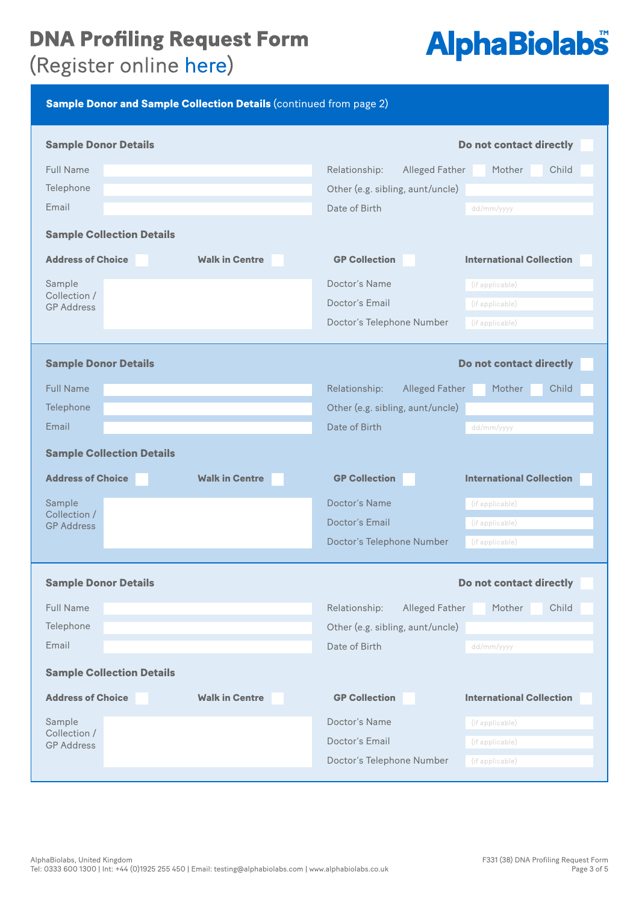# DNA Profiling Request Form
(Register online here)

**AlphaBiolabs™**

## Sample Donor and Sample Collection Details (continued from page 2)

### Sample Donor Details

**Do not contact directly** ☐

| | | | |
|---|---|---|---|
| Full Name | | Relationship: | Alleged Father ☐ Mother ☐ Child ☐ |
| Telephone | | Other (e.g. sibling, aunt/uncle) | |
| Email | | Date of Birth | dd/mm/yyyy |

### Sample Collection Details

**Address of Choice** ☐ **Walk in Centre** ☐ **GP Collection** ☐ **International Collection** ☐

| | | | |
|---|---|---|---|
| Sample Collection / GP Address | | Doctor's Name | (if applicable) |
| | | Doctor's Email | (if applicable) |
| | | Doctor's Telephone Number | (if applicable) |

### Sample Donor Details

**Do not contact directly** ☐

| | | | |
|---|---|---|---|
| Full Name | | Relationship: | Alleged Father ☐ Mother ☐ Child ☐ |
| Telephone | | Other (e.g. sibling, aunt/uncle) | |
| Email | | Date of Birth | dd/mm/yyyy |

### Sample Collection Details

**Address of Choice** ☐ **Walk in Centre** ☐ **GP Collection** ☐ **International Collection** ☐

| | | | |
|---|---|---|---|
| Sample Collection / GP Address | | Doctor's Name | (if applicable) |
| | | Doctor's Email | (if applicable) |
| | | Doctor's Telephone Number | (if applicable) |

### Sample Donor Details

**Do not contact directly** ☐

| | | | |
|---|---|---|---|
| Full Name | | Relationship: | Alleged Father ☐ Mother ☐ Child ☐ |
| Telephone | | Other (e.g. sibling, aunt/uncle) | |
| Email | | Date of Birth | dd/mm/yyyy |

### Sample Collection Details

**Address of Choice** ☐ **Walk in Centre** ☐ **GP Collection** ☐ **International Collection** ☐

| | | | |
|---|---|---|---|
| Sample Collection / GP Address | | Doctor's Name | (if applicable) |
| | | Doctor's Email | (if applicable) |
| | | Doctor's Telephone Number | (if applicable) |

AlphaBiolabs, United Kingdom
Tel: 0333 600 1300 | Int: +44 (0)1925 255 450 | Email: testing@alphabiolabs.com | www.alphabiolabs.co.uk

F331 (38) DNA Profiling Request Form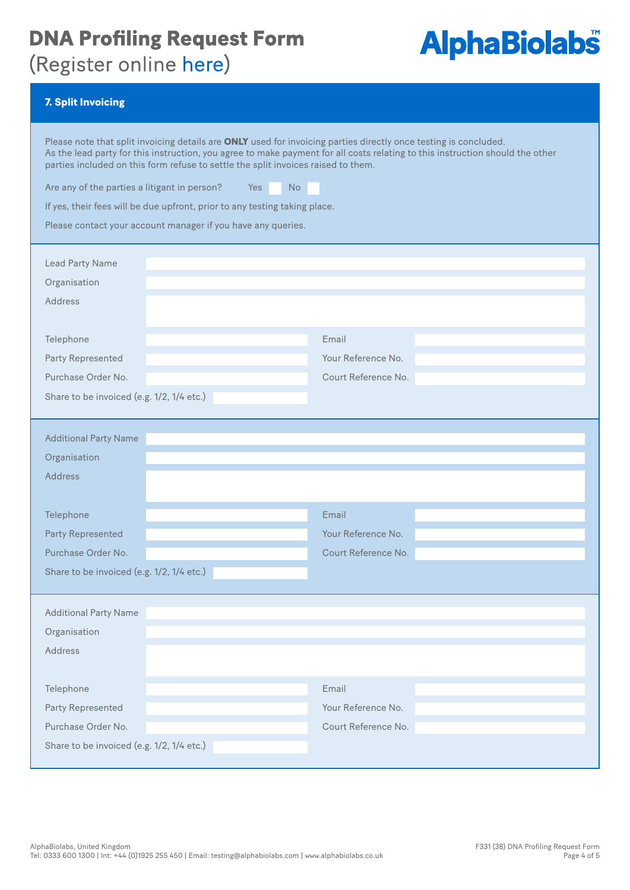# DNA Profiling Request Form

(Register online here)

AlphaBiolabs™

## 7. Split Invoicing

Please note that split invoicing details are **ONLY** used for invoicing parties directly once testing is concluded. As the lead party for this instruction, you agree to make payment for all costs relating to this instruction should the other parties included on this form refuse to settle the split invoices raised to them.

Are any of the parties a litigant in person? Yes ☐ No ☐

If yes, their fees will be due upfront, prior to any testing taking place.

Please contact your account manager if you have any queries.

| | | | |
|---|---|---|---|
| Lead Party Name | | | |
| Organisation | | | |
| Address | | | |
| Telephone | | Email | |
| Party Represented | | Your Reference No. | |
| Purchase Order No. | | Court Reference No. | |
| Share to be invoiced (e.g. 1/2, 1/4 etc.) | | | |

| | | | |
|---|---|---|---|
| Additional Party Name | | | |
| Organisation | | | |
| Address | | | |
| Telephone | | Email | |
| Party Represented | | Your Reference No. | |
| Purchase Order No. | | Court Reference No. | |
| Share to be invoiced (e.g. 1/2, 1/4 etc.) | | | |

| | | | |
|---|---|---|---|
| Additional Party Name | | | |
| Organisation | | | |
| Address | | | |
| Telephone | | Email | |
| Party Represented | | Your Reference No. | |
| Purchase Order No. | | Court Reference No. | |
| Share to be invoiced (e.g. 1/2, 1/4 etc.) | | | |

AlphaBiolabs, United Kingdom
Tel: 0333 600 1300 | Int: +44 (0)1925 255 450 | Email: testing@alphabiolabs.com | www.alphabiolabs.co.uk

F331 (38) DNA Profiling Request Form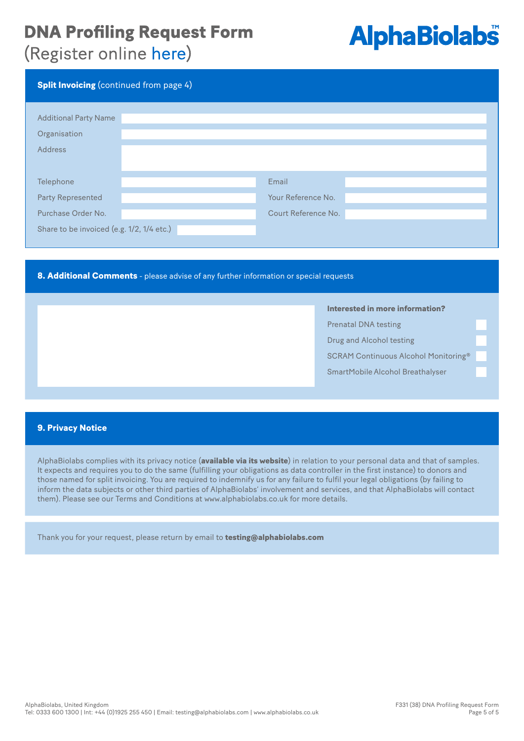# DNA Profiling Request Form
(Register online here)

**AlphaBiolabs™**

## Split Invoicing (continued from page 4)

Additional Party Name

Organisation

Address

| | | | |
|---|---|---|---|
| Telephone | | Email | |
| Party Represented | | Your Reference No. | |
| Purchase Order No. | | Court Reference No. | |

Share to be invoiced (e.g. 1/2, 1/4 etc.)

## 8. Additional Comments - please advise of any further information or special requests

**Interested in more information?**

- Prenatal DNA testing ☐
- Drug and Alcohol testing ☐
- SCRAM Continuous Alcohol Monitoring® ☐
- SmartMobile Alcohol Breathalyser ☐

## 9. Privacy Notice

AlphaBiolabs complies with its privacy notice (**available via its website**) in relation to your personal data and that of samples. It expects and requires you to do the same (fulfilling your obligations as data controller in the first instance) to donors and those named for split invoicing. You are required to indemnify us for any failure to fulfil your legal obligations (by failing to inform the data subjects or other third parties of AlphaBiolabs' involvement and services, and that AlphaBiolabs will contact them). Please see our Terms and Conditions at www.alphabiolabs.co.uk for more details.

Thank you for your request, please return by email to **testing@alphabiolabs.com**

AlphaBiolabs, United Kingdom
Tel: 0333 600 1300 | Int: +44 (0)1925 255 450 | Email: testing@alphabiolabs.com | www.alphabiolabs.co.uk

F331 (38) DNA Profiling Request Form